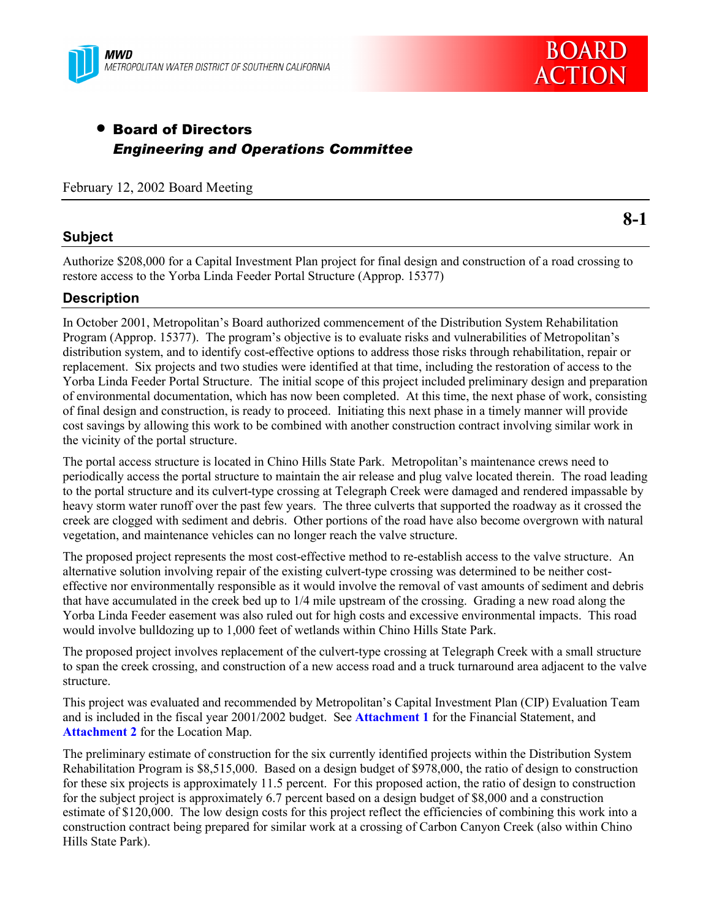MWD
METROPOLITAN WATER DISTRICT OF SOUTHERN CALIFORNIA

BOARD ACTION

- **Board of Directors**
  ***Engineering and Operations Committee***

February 12, 2002 Board Meeting

**8-1**

## Subject

Authorize $208,000 for a Capital Investment Plan project for final design and construction of a road crossing to restore access to the Yorba Linda Feeder Portal Structure (Approp. 15377)

## Description

In October 2001, Metropolitan's Board authorized commencement of the Distribution System Rehabilitation Program (Approp. 15377). The program's objective is to evaluate risks and vulnerabilities of Metropolitan's distribution system, and to identify cost-effective options to address those risks through rehabilitation, repair or replacement. Six projects and two studies were identified at that time, including the restoration of access to the Yorba Linda Feeder Portal Structure. The initial scope of this project included preliminary design and preparation of environmental documentation, which has now been completed. At this time, the next phase of work, consisting of final design and construction, is ready to proceed. Initiating this next phase in a timely manner will provide cost savings by allowing this work to be combined with another construction contract involving similar work in the vicinity of the portal structure.

The portal access structure is located in Chino Hills State Park. Metropolitan's maintenance crews need to periodically access the portal structure to maintain the air release and plug valve located therein. The road leading to the portal structure and its culvert-type crossing at Telegraph Creek were damaged and rendered impassable by heavy storm water runoff over the past few years. The three culverts that supported the roadway as it crossed the creek are clogged with sediment and debris. Other portions of the road have also become overgrown with natural vegetation, and maintenance vehicles can no longer reach the valve structure.

The proposed project represents the most cost-effective method to re-establish access to the valve structure. An alternative solution involving repair of the existing culvert-type crossing was determined to be neither cost-effective nor environmentally responsible as it would involve the removal of vast amounts of sediment and debris that have accumulated in the creek bed up to 1/4 mile upstream of the crossing. Grading a new road along the Yorba Linda Feeder easement was also ruled out for high costs and excessive environmental impacts. This road would involve bulldozing up to 1,000 feet of wetlands within Chino Hills State Park.

The proposed project involves replacement of the culvert-type crossing at Telegraph Creek with a small structure to span the creek crossing, and construction of a new access road and a truck turnaround area adjacent to the valve structure.

This project was evaluated and recommended by Metropolitan's Capital Investment Plan (CIP) Evaluation Team and is included in the fiscal year 2001/2002 budget. See **Attachment 1** for the Financial Statement, and **Attachment 2** for the Location Map.

The preliminary estimate of construction for the six currently identified projects within the Distribution System Rehabilitation Program is $8,515,000. Based on a design budget of $978,000, the ratio of design to construction for these six projects is approximately 11.5 percent. For this proposed action, the ratio of design to construction for the subject project is approximately 6.7 percent based on a design budget of $8,000 and a construction estimate of $120,000. The low design costs for this project reflect the efficiencies of combining this work into a construction contract being prepared for similar work at a crossing of Carbon Canyon Creek (also within Chino Hills State Park).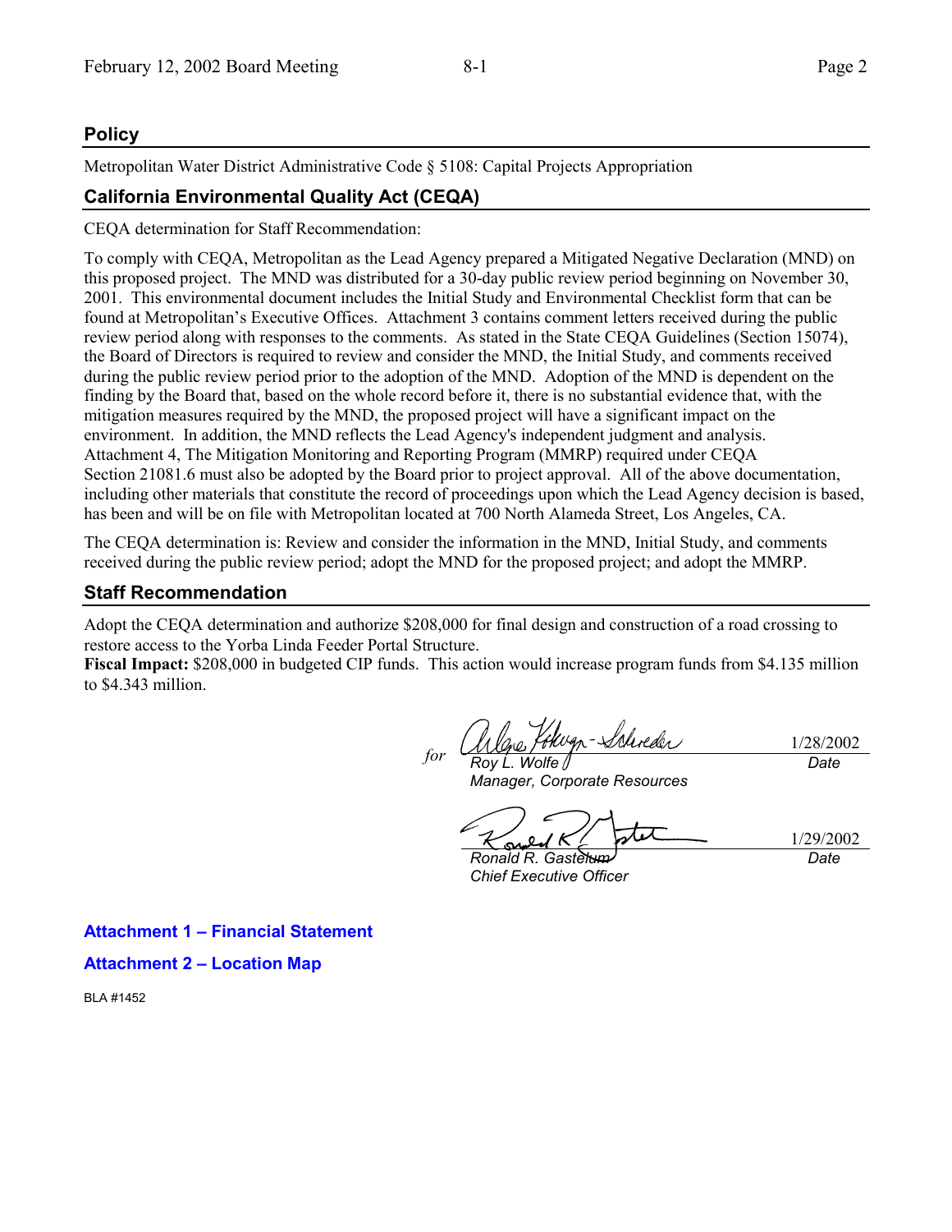## Policy

Metropolitan Water District Administrative Code § 5108: Capital Projects Appropriation

## California Environmental Quality Act (CEQA)

CEQA determination for Staff Recommendation:

To comply with CEQA, Metropolitan as the Lead Agency prepared a Mitigated Negative Declaration (MND) on this proposed project. The MND was distributed for a 30-day public review period beginning on November 30, 2001. This environmental document includes the Initial Study and Environmental Checklist form that can be found at Metropolitan's Executive Offices. Attachment 3 contains comment letters received during the public review period along with responses to the comments. As stated in the State CEQA Guidelines (Section 15074), the Board of Directors is required to review and consider the MND, the Initial Study, and comments received during the public review period prior to the adoption of the MND. Adoption of the MND is dependent on the finding by the Board that, based on the whole record before it, there is no substantial evidence that, with the mitigation measures required by the MND, the proposed project will have a significant impact on the environment. In addition, the MND reflects the Lead Agency's independent judgment and analysis. Attachment 4, The Mitigation Monitoring and Reporting Program (MMRP) required under CEQA Section 21081.6 must also be adopted by the Board prior to project approval. All of the above documentation, including other materials that constitute the record of proceedings upon which the Lead Agency decision is based, has been and will be on file with Metropolitan located at 700 North Alameda Street, Los Angeles, CA.

The CEQA determination is: Review and consider the information in the MND, Initial Study, and comments received during the public review period; adopt the MND for the proposed project; and adopt the MMRP.

## Staff Recommendation

Adopt the CEQA determination and authorize $208,000 for final design and construction of a road crossing to restore access to the Yorba Linda Feeder Portal Structure.

**Fiscal Impact:** $208,000 in budgeted CIP funds. This action would increase program funds from $4.135 million to $4.343 million.

*for* [signature] 1/28/2002
*Roy L. Wolfe* *Date*
*Manager, Corporate Resources*

[signature] 1/29/2002
*Ronald R. Gastelum* *Date*
*Chief Executive Officer*

**Attachment 1 – Financial Statement**

**Attachment 2 – Location Map**

BLA #1452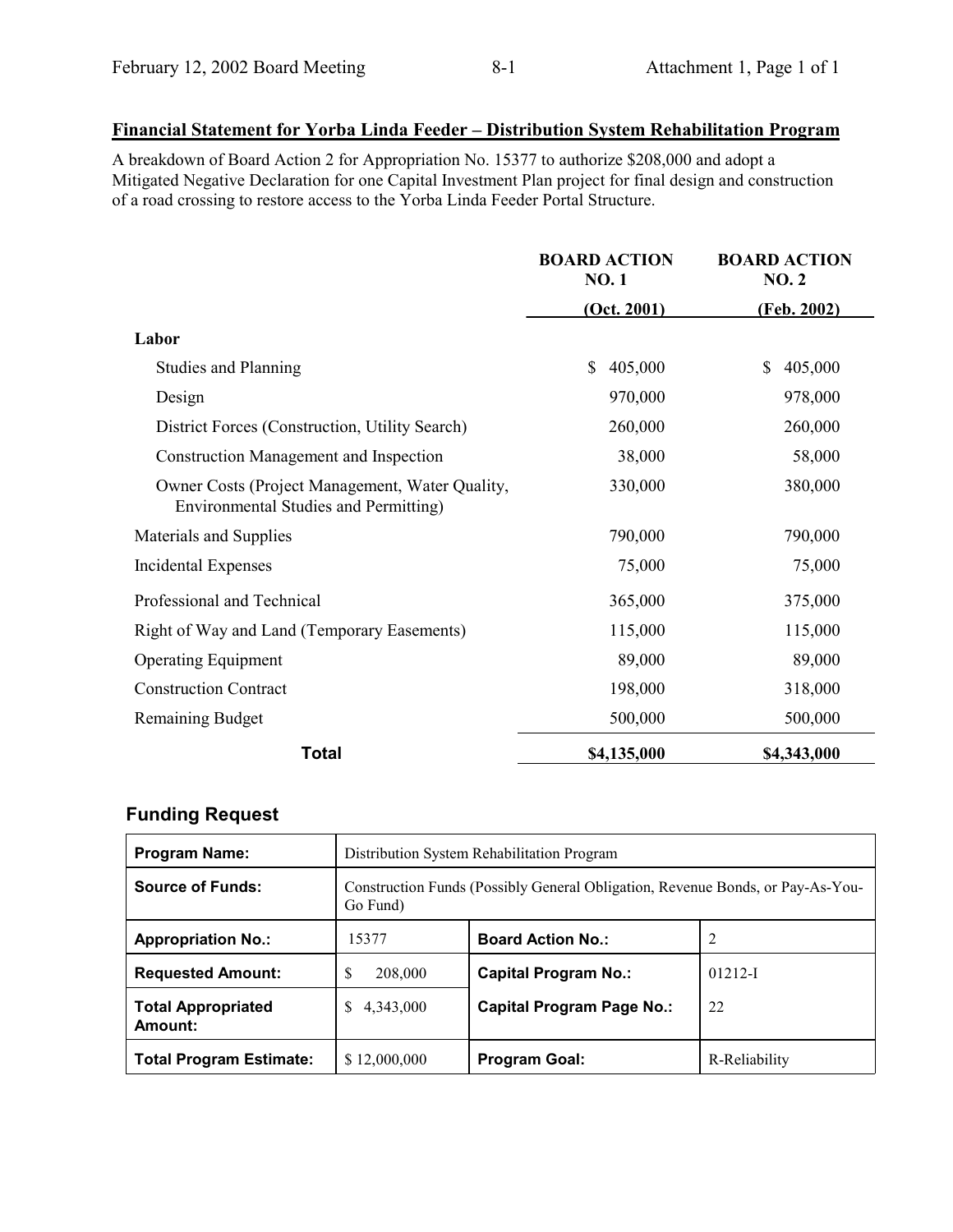## Financial Statement for Yorba Linda Feeder – Distribution System Rehabilitation Program

A breakdown of Board Action 2 for Appropriation No. 15377 to authorize \$208,000 and adopt a Mitigated Negative Declaration for one Capital Investment Plan project for final design and construction of a road crossing to restore access to the Yorba Linda Feeder Portal Structure.

| | BOARD ACTION NO. 1 (Oct. 2001) | BOARD ACTION NO. 2 (Feb. 2002) |
|---|---|---|
| **Labor** | | |
| Studies and Planning | \$ 405,000 | \$ 405,000 |
| Design | 970,000 | 978,000 |
| District Forces (Construction, Utility Search) | 260,000 | 260,000 |
| Construction Management and Inspection | 38,000 | 58,000 |
| Owner Costs (Project Management, Water Quality, Environmental Studies and Permitting) | 330,000 | 380,000 |
| Materials and Supplies | 790,000 | 790,000 |
| Incidental Expenses | 75,000 | 75,000 |
| Professional and Technical | 365,000 | 375,000 |
| Right of Way and Land (Temporary Easements) | 115,000 | 115,000 |
| Operating Equipment | 89,000 | 89,000 |
| Construction Contract | 198,000 | 318,000 |
| Remaining Budget | 500,000 | 500,000 |
| **Total** | **\$4,135,000** | **\$4,343,000** |

### Funding Request

| | | | |
|---|---|---|---|
| **Program Name:** | Distribution System Rehabilitation Program | | |
| **Source of Funds:** | Construction Funds (Possibly General Obligation, Revenue Bonds, or Pay-As-You-Go Fund) | | |
| **Appropriation No.:** | 15377 | **Board Action No.:** | 2 |
| **Requested Amount:** | \$ 208,000 | **Capital Program No.:** | 01212-I |
| **Total Appropriated Amount:** | \$ 4,343,000 | **Capital Program Page No.:** | 22 |
| **Total Program Estimate:** | \$ 12,000,000 | **Program Goal:** | R-Reliability |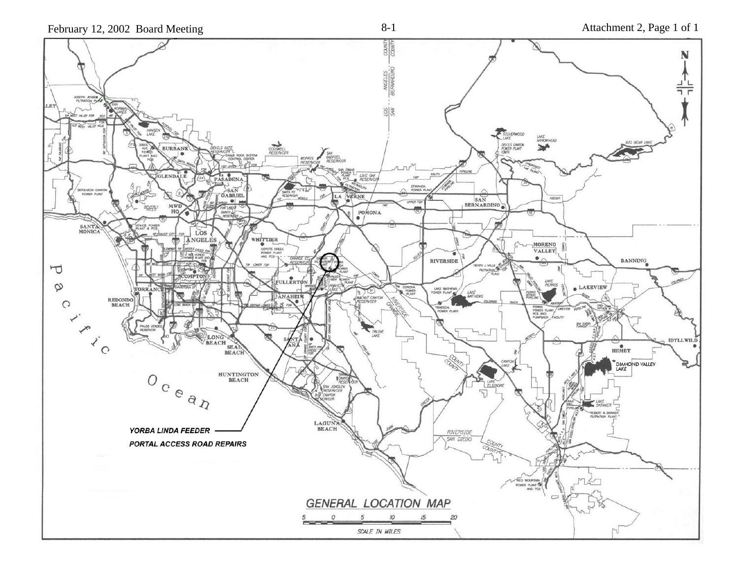YORBA LINDA FEEDER
PORTAL ACCESS ROAD REPAIRS

GENERAL LOCATION MAP

5 0 5 10 15 20

SCALE IN MILES